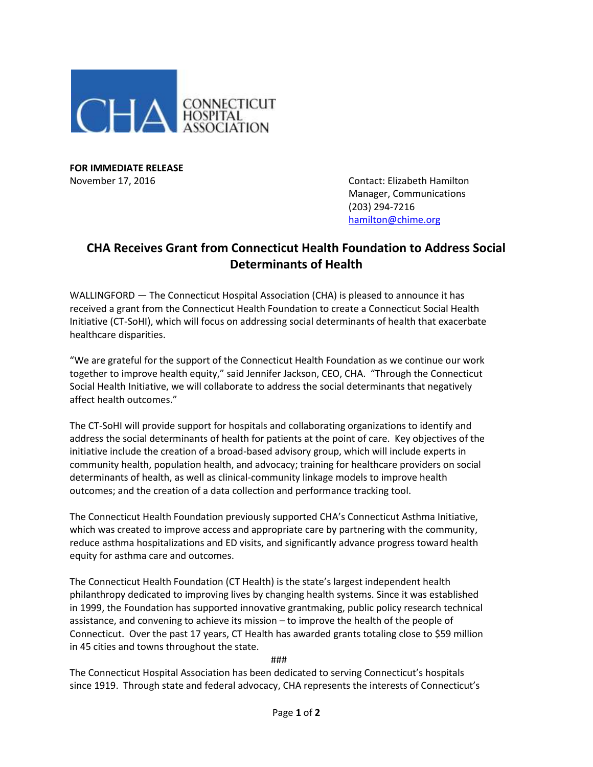CONNECTICUT HOSPITAL ASSOCIATION

**FOR IMMEDIATE RELEASE**
November 17, 2016

Contact: Elizabeth Hamilton
Manager, Communications
(203) 294-7216
hamilton@chime.org

# CHA Receives Grant from Connecticut Health Foundation to Address Social Determinants of Health

WALLINGFORD — The Connecticut Hospital Association (CHA) is pleased to announce it has received a grant from the Connecticut Health Foundation to create a Connecticut Social Health Initiative (CT-SoHI), which will focus on addressing social determinants of health that exacerbate healthcare disparities.

"We are grateful for the support of the Connecticut Health Foundation as we continue our work together to improve health equity," said Jennifer Jackson, CEO, CHA. "Through the Connecticut Social Health Initiative, we will collaborate to address the social determinants that negatively affect health outcomes."

The CT-SoHI will provide support for hospitals and collaborating organizations to identify and address the social determinants of health for patients at the point of care. Key objectives of the initiative include the creation of a broad-based advisory group, which will include experts in community health, population health, and advocacy; training for healthcare providers on social determinants of health, as well as clinical-community linkage models to improve health outcomes; and the creation of a data collection and performance tracking tool.

The Connecticut Health Foundation previously supported CHA's Connecticut Asthma Initiative, which was created to improve access and appropriate care by partnering with the community, reduce asthma hospitalizations and ED visits, and significantly advance progress toward health equity for asthma care and outcomes.

The Connecticut Health Foundation (CT Health) is the state's largest independent health philanthropy dedicated to improving lives by changing health systems. Since it was established in 1999, the Foundation has supported innovative grantmaking, public policy research technical assistance, and convening to achieve its mission – to improve the health of the people of Connecticut. Over the past 17 years, CT Health has awarded grants totaling close to $59 million in 45 cities and towns throughout the state.

###

The Connecticut Hospital Association has been dedicated to serving Connecticut's hospitals since 1919. Through state and federal advocacy, CHA represents the interests of Connecticut's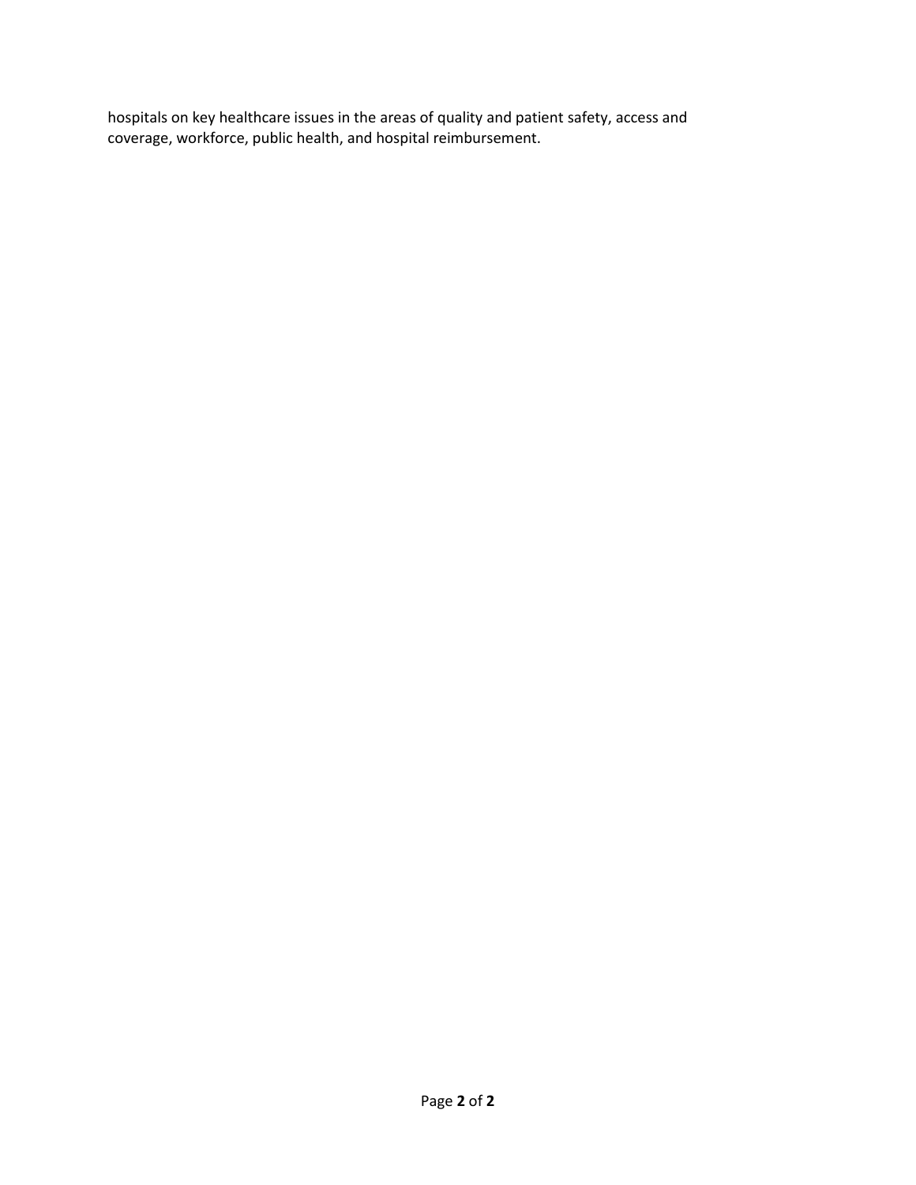hospitals on key healthcare issues in the areas of quality and patient safety, access and coverage, workforce, public health, and hospital reimbursement.